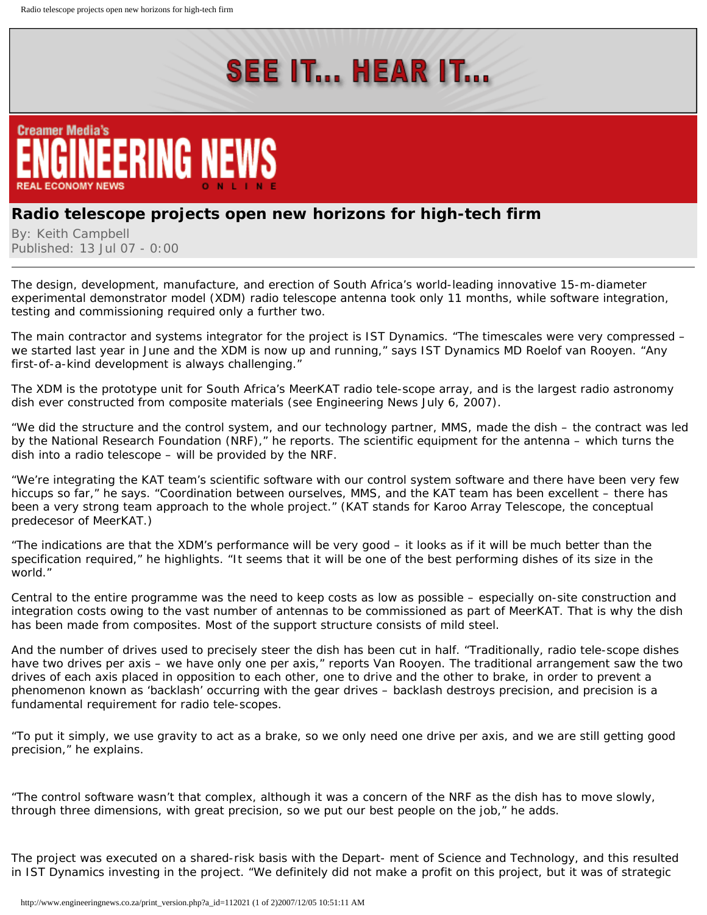# Radio telescope projects open new horizons for high-tech firm

By: Keith Campbell
Published: 13 Jul 07 - 0:00

---

The design, development, manufacture, and erection of South Africa's world-leading innovative 15-m-diameter experimental demonstrator model (XDM) radio telescope antenna took only 11 months, while software integration, testing and commissioning required only a further two.

The main contractor and systems integrator for the project is IST Dynamics. "The timescales were very compressed – we started last year in June and the XDM is now up and running," says IST Dynamics MD Roelof van Rooyen. "Any first-of-a-kind development is always challenging."

The XDM is the prototype unit for South Africa's MeerKAT radio tele-scope array, and is the largest radio astronomy dish ever constructed from composite materials (see Engineering News July 6, 2007).

"We did the structure and the control system, and our technology partner, MMS, made the dish – the contract was led by the National Research Foundation (NRF)," he reports. The scientific equipment for the antenna – which turns the dish into a radio telescope – will be provided by the NRF.

"We're integrating the KAT team's scientific software with our control system software and there have been very few hiccups so far," he says. "Coordination between ourselves, MMS, and the KAT team has been excellent – there has been a very strong team approach to the whole project." (KAT stands for Karoo Array Telescope, the conceptual predecesor of MeerKAT.)

"The indications are that the XDM's performance will be very good – it looks as if it will be much better than the specification required," he highlights. "It seems that it will be one of the best performing dishes of its size in the world."

Central to the entire programme was the need to keep costs as low as possible – especially on-site construction and integration costs owing to the vast number of antennas to be commissioned as part of MeerKAT. That is why the dish has been made from composites. Most of the support structure consists of mild steel.

And the number of drives used to precisely steer the dish has been cut in half. "Traditionally, radio tele-scope dishes have two drives per axis – we have only one per axis," reports Van Rooyen. The traditional arrangement saw the two drives of each axis placed in opposition to each other, one to drive and the other to brake, in order to prevent a phenomenon known as 'backlash' occurring with the gear drives – backlash destroys precision, and precision is a fundamental requirement for radio tele-scopes.

"To put it simply, we use gravity to act as a brake, so we only need one drive per axis, and we are still getting good precision," he explains.

"The control software wasn't that complex, although it was a concern of the NRF as the dish has to move slowly, through three dimensions, with great precision, so we put our best people on the job," he adds.

The project was executed on a shared-risk basis with the Depart- ment of Science and Technology, and this resulted in IST Dynamics investing in the project. "We definitely did not make a profit on this project, but it was of strategic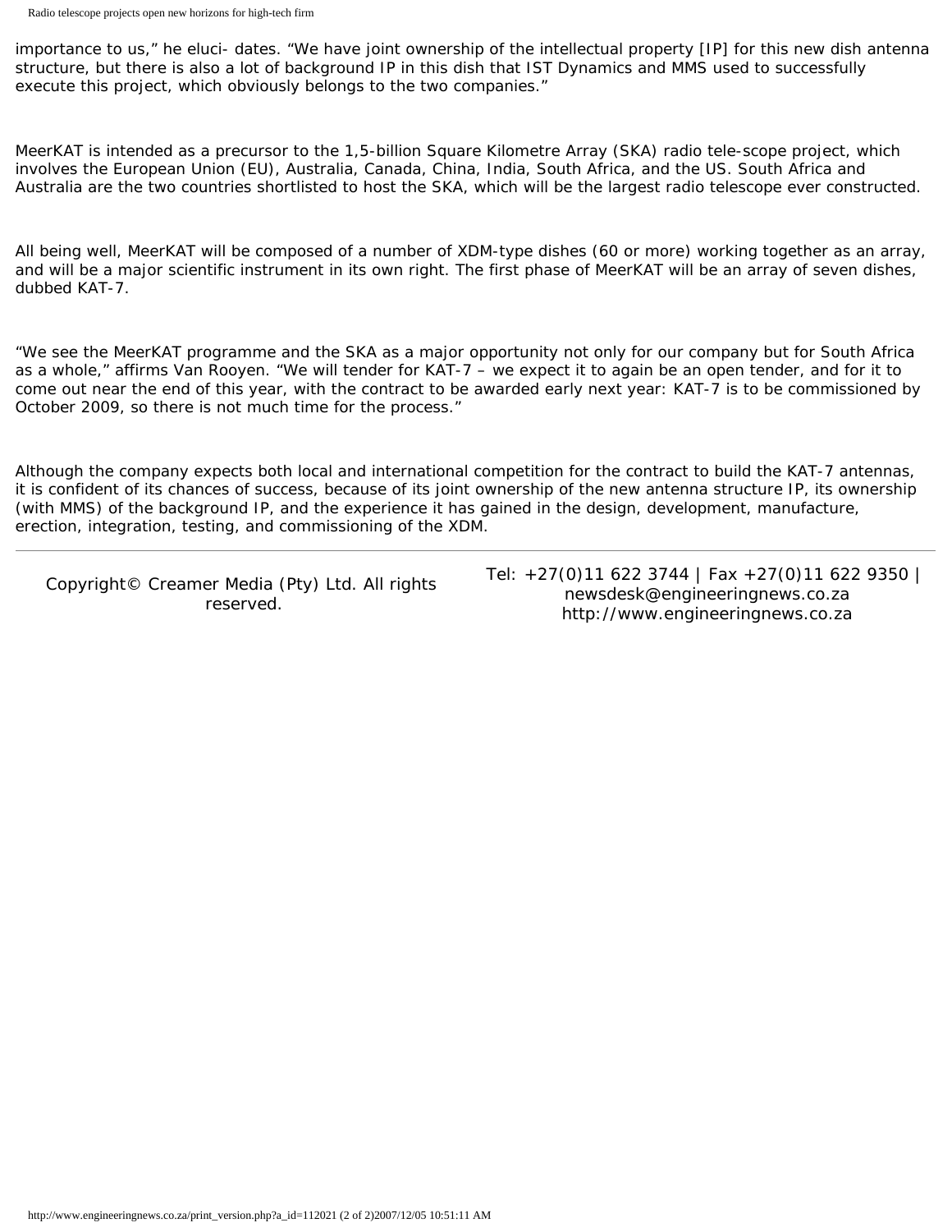importance to us," he eluci- dates. "We have joint ownership of the intellectual property [IP] for this new dish antenna structure, but there is also a lot of background IP in this dish that IST Dynamics and MMS used to successfully execute this project, which obviously belongs to the two companies."

MeerKAT is intended as a precursor to the 1,5-billion Square Kilometre Array (SKA) radio tele-scope project, which involves the European Union (EU), Australia, Canada, China, India, South Africa, and the US. South Africa and Australia are the two countries shortlisted to host the SKA, which will be the largest radio telescope ever constructed.

All being well, MeerKAT will be composed of a number of XDM-type dishes (60 or more) working together as an array, and will be a major scientific instrument in its own right. The first phase of MeerKAT will be an array of seven dishes, dubbed KAT-7.

"We see the MeerKAT programme and the SKA as a major opportunity not only for our company but for South Africa as a whole," affirms Van Rooyen. "We will tender for KAT-7 – we expect it to again be an open tender, and for it to come out near the end of this year, with the contract to be awarded early next year: KAT-7 is to be commissioned by October 2009, so there is not much time for the process."

Although the company expects both local and international competition for the contract to build the KAT-7 antennas, it is confident of its chances of success, because of its joint ownership of the new antenna structure IP, its ownership (with MMS) of the background IP, and the experience it has gained in the design, development, manufacture, erection, integration, testing, and commissioning of the XDM.

---

Copyright© Creamer Media (Pty) Ltd. All rights reserved.

Tel: +27(0)11 622 3744 | Fax +27(0)11 622 9350 | newsdesk@engineeringnews.co.za
http://www.engineeringnews.co.za